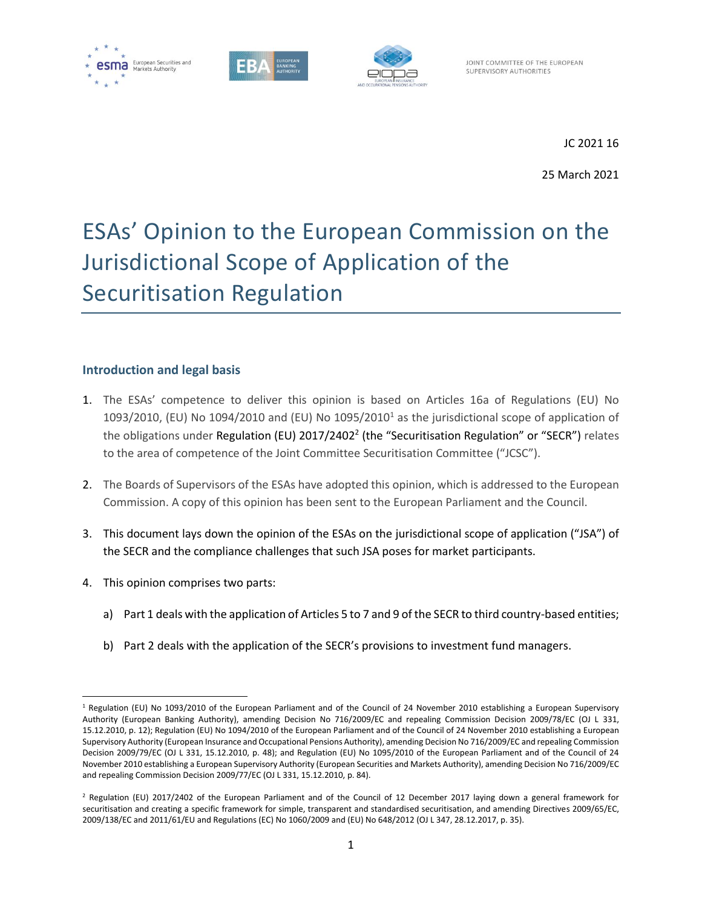JOINT COMMITTEE OF THE EUROPEAN SUPERVISORY AUTHORITIES

JC 2021 16

25 March 2021

# ESAs' Opinion to the European Commission on the Jurisdictional Scope of Application of the Securitisation Regulation

## Introduction and legal basis

1. The ESAs' competence to deliver this opinion is based on Articles 16a of Regulations (EU) No 1093/2010, (EU) No 1094/2010 and (EU) No 1095/2010[1] as the jurisdictional scope of application of the obligations under Regulation (EU) 2017/2402[2] (the "Securitisation Regulation" or "SECR") relates to the area of competence of the Joint Committee Securitisation Committee ("JCSC").

2. The Boards of Supervisors of the ESAs have adopted this opinion, which is addressed to the European Commission. A copy of this opinion has been sent to the European Parliament and the Council.

3. This document lays down the opinion of the ESAs on the jurisdictional scope of application ("JSA") of the SECR and the compliance challenges that such JSA poses for market participants.

4. This opinion comprises two parts:

   a) Part 1 deals with the application of Articles 5 to 7 and 9 of the SECR to third country-based entities;

   b) Part 2 deals with the application of the SECR's provisions to investment fund managers.

[1] Regulation (EU) No 1093/2010 of the European Parliament and of the Council of 24 November 2010 establishing a European Supervisory Authority (European Banking Authority), amending Decision No 716/2009/EC and repealing Commission Decision 2009/78/EC (OJ L 331, 15.12.2010, p. 12); Regulation (EU) No 1094/2010 of the European Parliament and of the Council of 24 November 2010 establishing a European Supervisory Authority (European Insurance and Occupational Pensions Authority), amending Decision No 716/2009/EC and repealing Commission Decision 2009/79/EC (OJ L 331, 15.12.2010, p. 48); and Regulation (EU) No 1095/2010 of the European Parliament and of the Council of 24 November 2010 establishing a European Supervisory Authority (European Securities and Markets Authority), amending Decision No 716/2009/EC and repealing Commission Decision 2009/77/EC (OJ L 331, 15.12.2010, p. 84).

[2] Regulation (EU) 2017/2402 of the European Parliament and of the Council of 12 December 2017 laying down a general framework for securitisation and creating a specific framework for simple, transparent and standardised securitisation, and amending Directives 2009/65/EC, 2009/138/EC and 2011/61/EU and Regulations (EC) No 1060/2009 and (EU) No 648/2012 (OJ L 347, 28.12.2017, p. 35).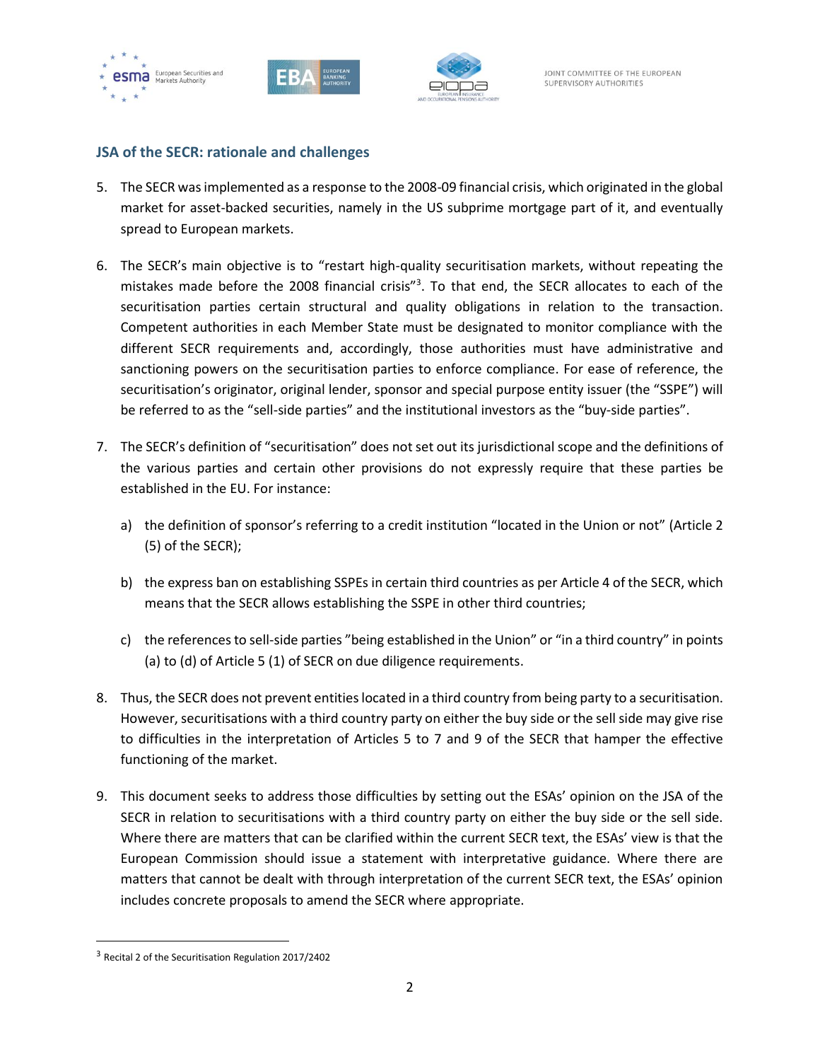## JSA of the SECR: rationale and challenges

5. The SECR was implemented as a response to the 2008-09 financial crisis, which originated in the global market for asset-backed securities, namely in the US subprime mortgage part of it, and eventually spread to European markets.

6. The SECR's main objective is to "restart high-quality securitisation markets, without repeating the mistakes made before the 2008 financial crisis"[3]. To that end, the SECR allocates to each of the securitisation parties certain structural and quality obligations in relation to the transaction. Competent authorities in each Member State must be designated to monitor compliance with the different SECR requirements and, accordingly, those authorities must have administrative and sanctioning powers on the securitisation parties to enforce compliance. For ease of reference, the securitisation's originator, original lender, sponsor and special purpose entity issuer (the "SSPE") will be referred to as the "sell-side parties" and the institutional investors as the "buy-side parties".

7. The SECR's definition of "securitisation" does not set out its jurisdictional scope and the definitions of the various parties and certain other provisions do not expressly require that these parties be established in the EU. For instance:

   a) the definition of sponsor's referring to a credit institution "located in the Union or not" (Article 2 (5) of the SECR);

   b) the express ban on establishing SSPEs in certain third countries as per Article 4 of the SECR, which means that the SECR allows establishing the SSPE in other third countries;

   c) the references to sell-side parties "being established in the Union" or "in a third country" in points (a) to (d) of Article 5 (1) of SECR on due diligence requirements.

8. Thus, the SECR does not prevent entities located in a third country from being party to a securitisation. However, securitisations with a third country party on either the buy side or the sell side may give rise to difficulties in the interpretation of Articles 5 to 7 and 9 of the SECR that hamper the effective functioning of the market.

9. This document seeks to address those difficulties by setting out the ESAs' opinion on the JSA of the SECR in relation to securitisations with a third country party on either the buy side or the sell side. Where there are matters that can be clarified within the current SECR text, the ESAs' view is that the European Commission should issue a statement with interpretative guidance. Where there are matters that cannot be dealt with through interpretation of the current SECR text, the ESAs' opinion includes concrete proposals to amend the SECR where appropriate.

[3] Recital 2 of the Securitisation Regulation 2017/2402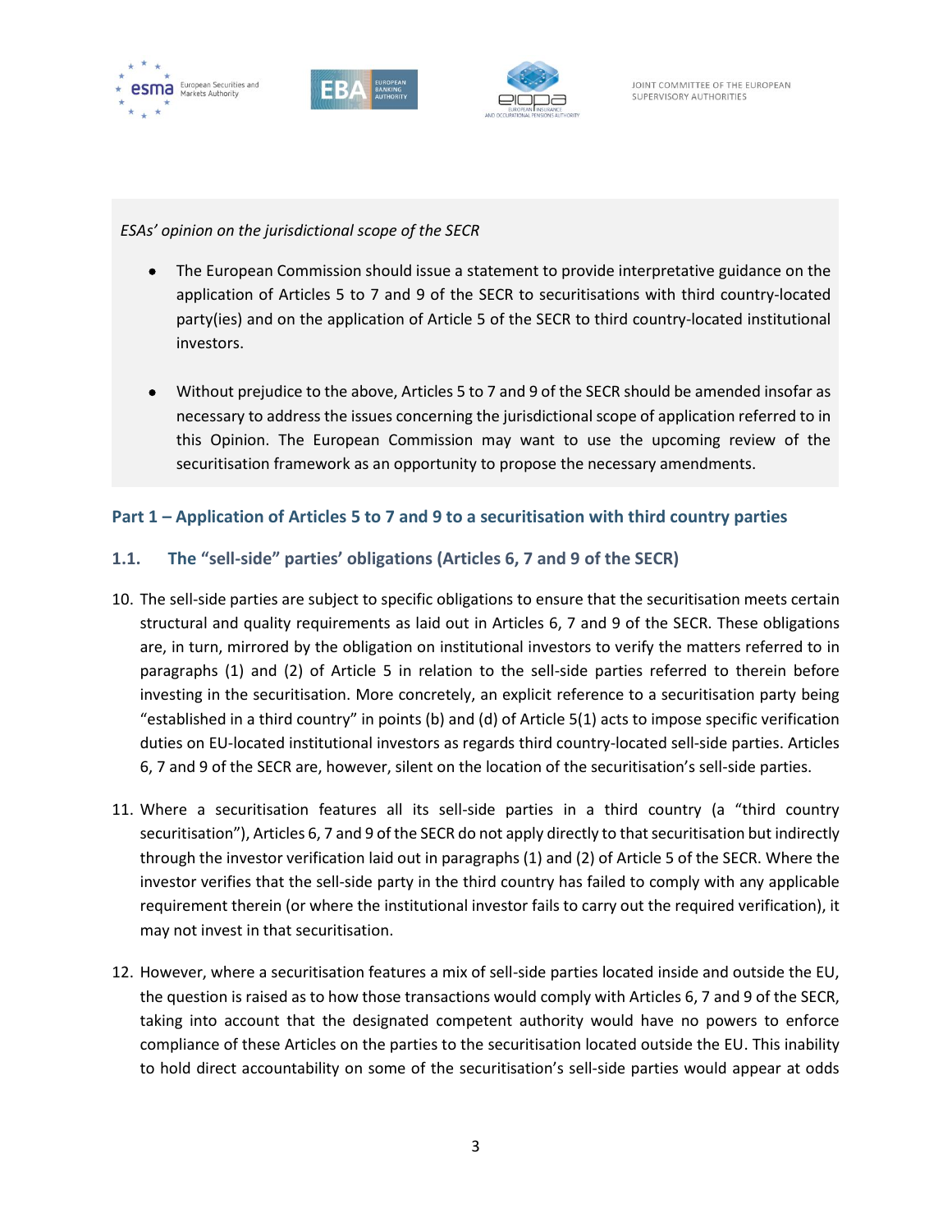*ESAs' opinion on the jurisdictional scope of the SECR*

- The European Commission should issue a statement to provide interpretative guidance on the application of Articles 5 to 7 and 9 of the SECR to securitisations with third country-located party(ies) and on the application of Article 5 of the SECR to third country-located institutional investors.

- Without prejudice to the above, Articles 5 to 7 and 9 of the SECR should be amended insofar as necessary to address the issues concerning the jurisdictional scope of application referred to in this Opinion. The European Commission may want to use the upcoming review of the securitisation framework as an opportunity to propose the necessary amendments.

## Part 1 – Application of Articles 5 to 7 and 9 to a securitisation with third country parties

### 1.1. The "sell-side" parties' obligations (Articles 6, 7 and 9 of the SECR)

10. The sell-side parties are subject to specific obligations to ensure that the securitisation meets certain structural and quality requirements as laid out in Articles 6, 7 and 9 of the SECR. These obligations are, in turn, mirrored by the obligation on institutional investors to verify the matters referred to in paragraphs (1) and (2) of Article 5 in relation to the sell-side parties referred to therein before investing in the securitisation. More concretely, an explicit reference to a securitisation party being "established in a third country" in points (b) and (d) of Article 5(1) acts to impose specific verification duties on EU-located institutional investors as regards third country-located sell-side parties. Articles 6, 7 and 9 of the SECR are, however, silent on the location of the securitisation's sell-side parties.

11. Where a securitisation features all its sell-side parties in a third country (a "third country securitisation"), Articles 6, 7 and 9 of the SECR do not apply directly to that securitisation but indirectly through the investor verification laid out in paragraphs (1) and (2) of Article 5 of the SECR. Where the investor verifies that the sell-side party in the third country has failed to comply with any applicable requirement therein (or where the institutional investor fails to carry out the required verification), it may not invest in that securitisation.

12. However, where a securitisation features a mix of sell-side parties located inside and outside the EU, the question is raised as to how those transactions would comply with Articles 6, 7 and 9 of the SECR, taking into account that the designated competent authority would have no powers to enforce compliance of these Articles on the parties to the securitisation located outside the EU. This inability to hold direct accountability on some of the securitisation's sell-side parties would appear at odds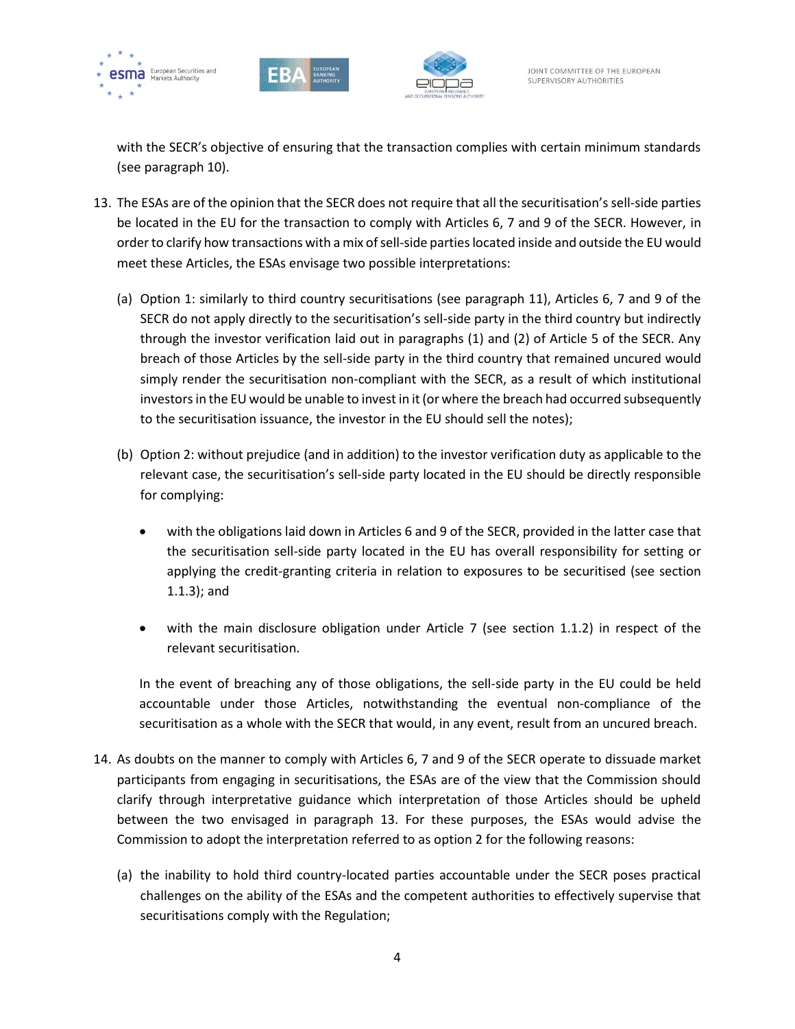with the SECR's objective of ensuring that the transaction complies with certain minimum standards (see paragraph 10).

13. The ESAs are of the opinion that the SECR does not require that all the securitisation's sell-side parties be located in the EU for the transaction to comply with Articles 6, 7 and 9 of the SECR. However, in order to clarify how transactions with a mix of sell-side parties located inside and outside the EU would meet these Articles, the ESAs envisage two possible interpretations:

    (a) Option 1: similarly to third country securitisations (see paragraph 11), Articles 6, 7 and 9 of the SECR do not apply directly to the securitisation's sell-side party in the third country but indirectly through the investor verification laid out in paragraphs (1) and (2) of Article 5 of the SECR. Any breach of those Articles by the sell-side party in the third country that remained uncured would simply render the securitisation non-compliant with the SECR, as a result of which institutional investors in the EU would be unable to invest in it (or where the breach had occurred subsequently to the securitisation issuance, the investor in the EU should sell the notes);

    (b) Option 2: without prejudice (and in addition) to the investor verification duty as applicable to the relevant case, the securitisation's sell-side party located in the EU should be directly responsible for complying:

    - with the obligations laid down in Articles 6 and 9 of the SECR, provided in the latter case that the securitisation sell-side party located in the EU has overall responsibility for setting or applying the credit-granting criteria in relation to exposures to be securitised (see section 1.1.3); and

    - with the main disclosure obligation under Article 7 (see section 1.1.2) in respect of the relevant securitisation.

    In the event of breaching any of those obligations, the sell-side party in the EU could be held accountable under those Articles, notwithstanding the eventual non-compliance of the securitisation as a whole with the SECR that would, in any event, result from an uncured breach.

14. As doubts on the manner to comply with Articles 6, 7 and 9 of the SECR operate to dissuade market participants from engaging in securitisations, the ESAs are of the view that the Commission should clarify through interpretative guidance which interpretation of those Articles should be upheld between the two envisaged in paragraph 13. For these purposes, the ESAs would advise the Commission to adopt the interpretation referred to as option 2 for the following reasons:

    (a) the inability to hold third country-located parties accountable under the SECR poses practical challenges on the ability of the ESAs and the competent authorities to effectively supervise that securitisations comply with the Regulation;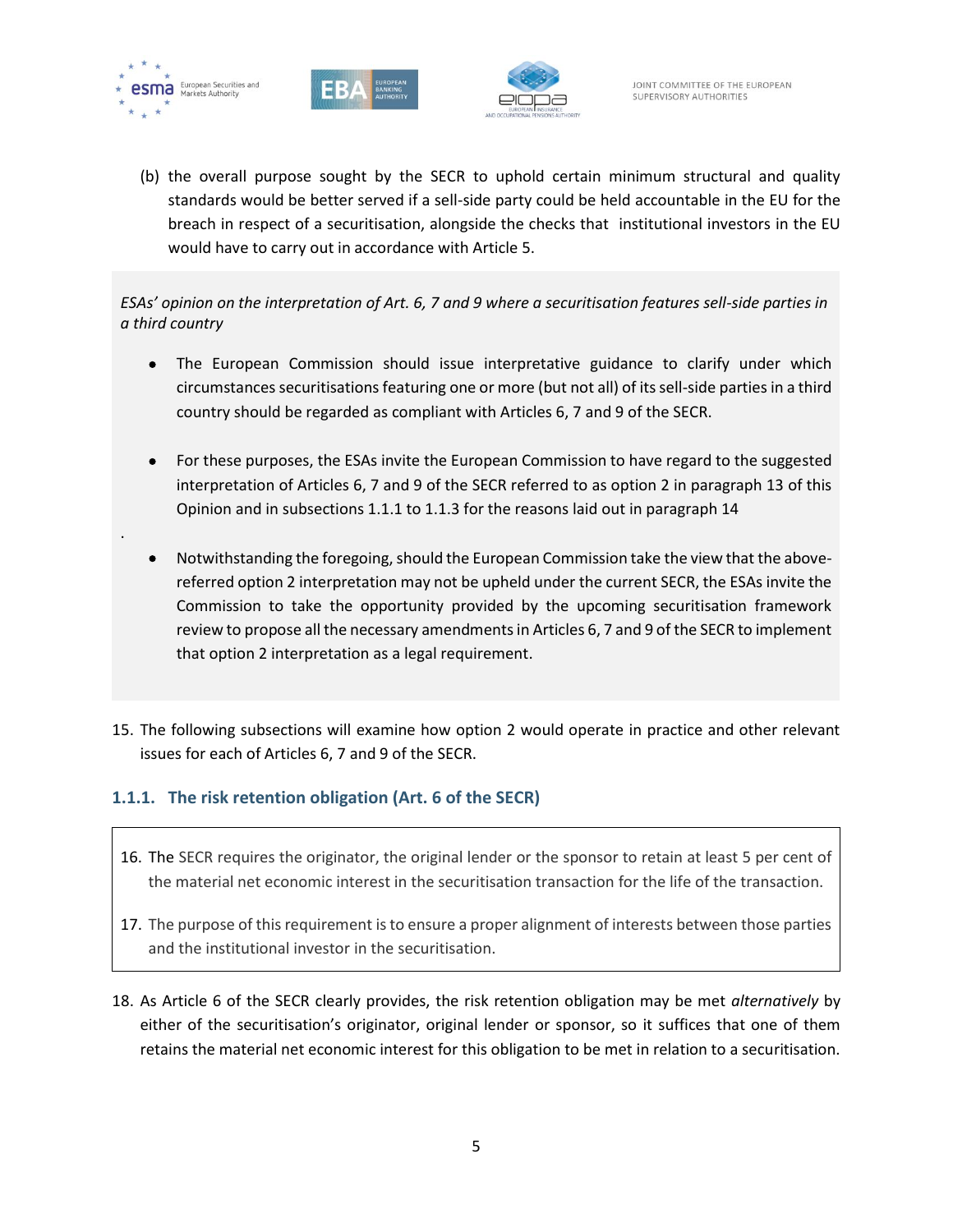(b) the overall purpose sought by the SECR to uphold certain minimum structural and quality standards would be better served if a sell-side party could be held accountable in the EU for the breach in respect of a securitisation, alongside the checks that institutional investors in the EU would have to carry out in accordance with Article 5.

*ESAs' opinion on the interpretation of Art. 6, 7 and 9 where a securitisation features sell-side parties in a third country*

- The European Commission should issue interpretative guidance to clarify under which circumstances securitisations featuring one or more (but not all) of its sell-side parties in a third country should be regarded as compliant with Articles 6, 7 and 9 of the SECR.
- For these purposes, the ESAs invite the European Commission to have regard to the suggested interpretation of Articles 6, 7 and 9 of the SECR referred to as option 2 in paragraph 13 of this Opinion and in subsections 1.1.1 to 1.1.3 for the reasons laid out in paragraph 14
- Notwithstanding the foregoing, should the European Commission take the view that the above-referred option 2 interpretation may not be upheld under the current SECR, the ESAs invite the Commission to take the opportunity provided by the upcoming securitisation framework review to propose all the necessary amendments in Articles 6, 7 and 9 of the SECR to implement that option 2 interpretation as a legal requirement.

15. The following subsections will examine how option 2 would operate in practice and other relevant issues for each of Articles 6, 7 and 9 of the SECR.

### 1.1.1. The risk retention obligation (Art. 6 of the SECR)

16. The SECR requires the originator, the original lender or the sponsor to retain at least 5 per cent of the material net economic interest in the securitisation transaction for the life of the transaction.

17. The purpose of this requirement is to ensure a proper alignment of interests between those parties and the institutional investor in the securitisation.

18. As Article 6 of the SECR clearly provides, the risk retention obligation may be met *alternatively* by either of the securitisation's originator, original lender or sponsor, so it suffices that one of them retains the material net economic interest for this obligation to be met in relation to a securitisation.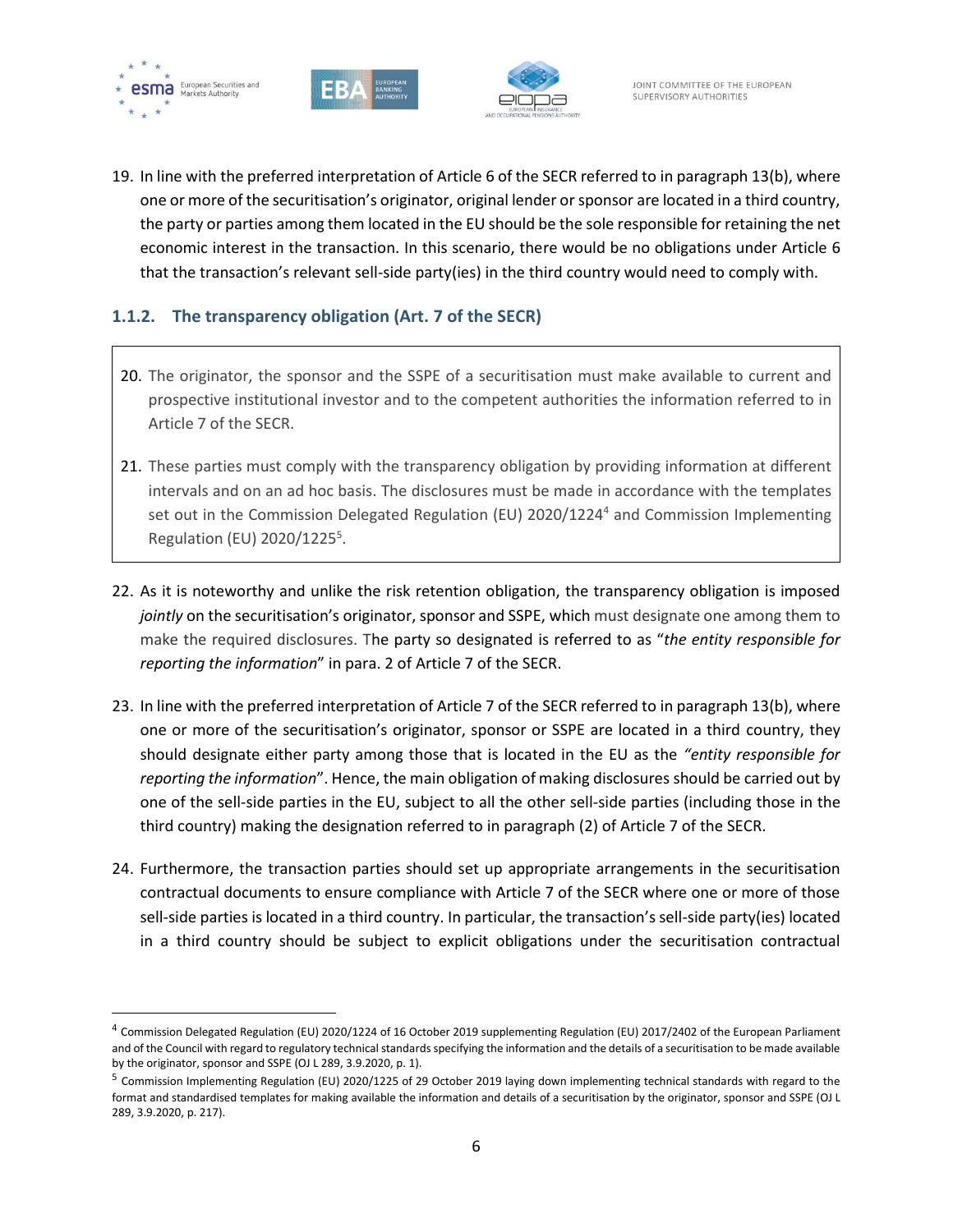19. In line with the preferred interpretation of Article 6 of the SECR referred to in paragraph 13(b), where one or more of the securitisation's originator, original lender or sponsor are located in a third country, the party or parties among them located in the EU should be the sole responsible for retaining the net economic interest in the transaction. In this scenario, there would be no obligations under Article 6 that the transaction's relevant sell-side party(ies) in the third country would need to comply with.

### 1.1.2. The transparency obligation (Art. 7 of the SECR)

20. The originator, the sponsor and the SSPE of a securitisation must make available to current and prospective institutional investor and to the competent authorities the information referred to in Article 7 of the SECR.

21. These parties must comply with the transparency obligation by providing information at different intervals and on an ad hoc basis. The disclosures must be made in accordance with the templates set out in the Commission Delegated Regulation (EU) 2020/1224[4] and Commission Implementing Regulation (EU) 2020/1225[5].

22. As it is noteworthy and unlike the risk retention obligation, the transparency obligation is imposed *jointly* on the securitisation's originator, sponsor and SSPE, which must designate one among them to make the required disclosures. The party so designated is referred to as "*the entity responsible for reporting the information*" in para. 2 of Article 7 of the SECR.

23. In line with the preferred interpretation of Article 7 of the SECR referred to in paragraph 13(b), where one or more of the securitisation's originator, sponsor or SSPE are located in a third country, they should designate either party among those that is located in the EU as the *"entity responsible for reporting the information*". Hence, the main obligation of making disclosures should be carried out by one of the sell-side parties in the EU, subject to all the other sell-side parties (including those in the third country) making the designation referred to in paragraph (2) of Article 7 of the SECR.

24. Furthermore, the transaction parties should set up appropriate arrangements in the securitisation contractual documents to ensure compliance with Article 7 of the SECR where one or more of those sell-side parties is located in a third country. In particular, the transaction's sell-side party(ies) located in a third country should be subject to explicit obligations under the securitisation contractual

---

[4] Commission Delegated Regulation (EU) 2020/1224 of 16 October 2019 supplementing Regulation (EU) 2017/2402 of the European Parliament and of the Council with regard to regulatory technical standards specifying the information and the details of a securitisation to be made available by the originator, sponsor and SSPE (OJ L 289, 3.9.2020, p. 1).

[5] Commission Implementing Regulation (EU) 2020/1225 of 29 October 2019 laying down implementing technical standards with regard to the format and standardised templates for making available the information and details of a securitisation by the originator, sponsor and SSPE (OJ L 289, 3.9.2020, p. 217).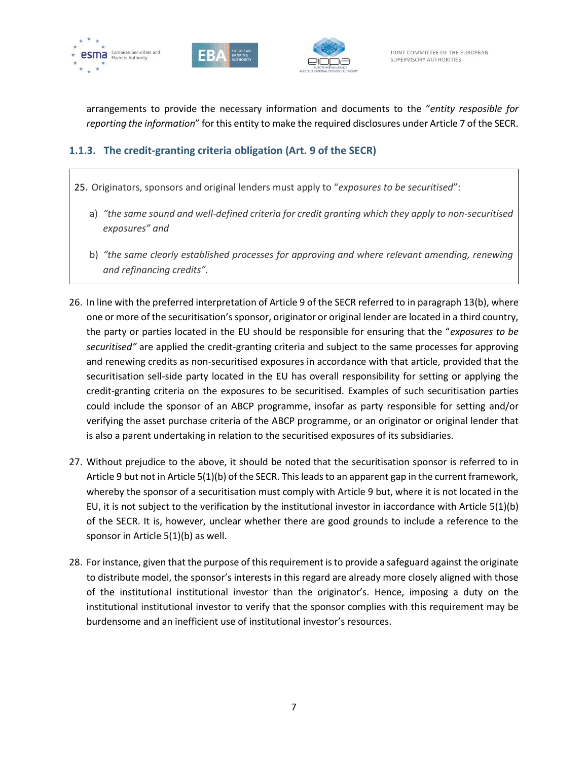arrangements to provide the necessary information and documents to the "*entity resposible for reporting the information*" for this entity to make the required disclosures under Article 7 of the SECR.

### 1.1.3. The credit-granting criteria obligation (Art. 9 of the SECR)

25. Originators, sponsors and original lenders must apply to "*exposures to be securitised*":

    a) *"the same sound and well-defined criteria for credit granting which they apply to non-securitised exposures" and*

    b) *"the same clearly established processes for approving and where relevant amending, renewing and refinancing credits".*

26. In line with the preferred interpretation of Article 9 of the SECR referred to in paragraph 13(b), where one or more of the securitisation's sponsor, originator or original lender are located in a third country, the party or parties located in the EU should be responsible for ensuring that the "*exposures to be securitised"* are applied the credit-granting criteria and subject to the same processes for approving and renewing credits as non-securitised exposures in accordance with that article, provided that the securitisation sell-side party located in the EU has overall responsibility for setting or applying the credit-granting criteria on the exposures to be securitised. Examples of such securitisation parties could include the sponsor of an ABCP programme, insofar as party responsible for setting and/or verifying the asset purchase criteria of the ABCP programme, or an originator or original lender that is also a parent undertaking in relation to the securitised exposures of its subsidiaries.

27. Without prejudice to the above, it should be noted that the securitisation sponsor is referred to in Article 9 but not in Article 5(1)(b) of the SECR. This leads to an apparent gap in the current framework, whereby the sponsor of a securitisation must comply with Article 9 but, where it is not located in the EU, it is not subject to the verification by the institutional investor in iaccordance with Article 5(1)(b) of the SECR. It is, however, unclear whether there are good grounds to include a reference to the sponsor in Article 5(1)(b) as well.

28. For instance, given that the purpose of this requirement is to provide a safeguard against the originate to distribute model, the sponsor's interests in this regard are already more closely aligned with those of the institutional institutional investor than the originator's. Hence, imposing a duty on the institutional institutional investor to verify that the sponsor complies with this requirement may be burdensome and an inefficient use of institutional investor's resources.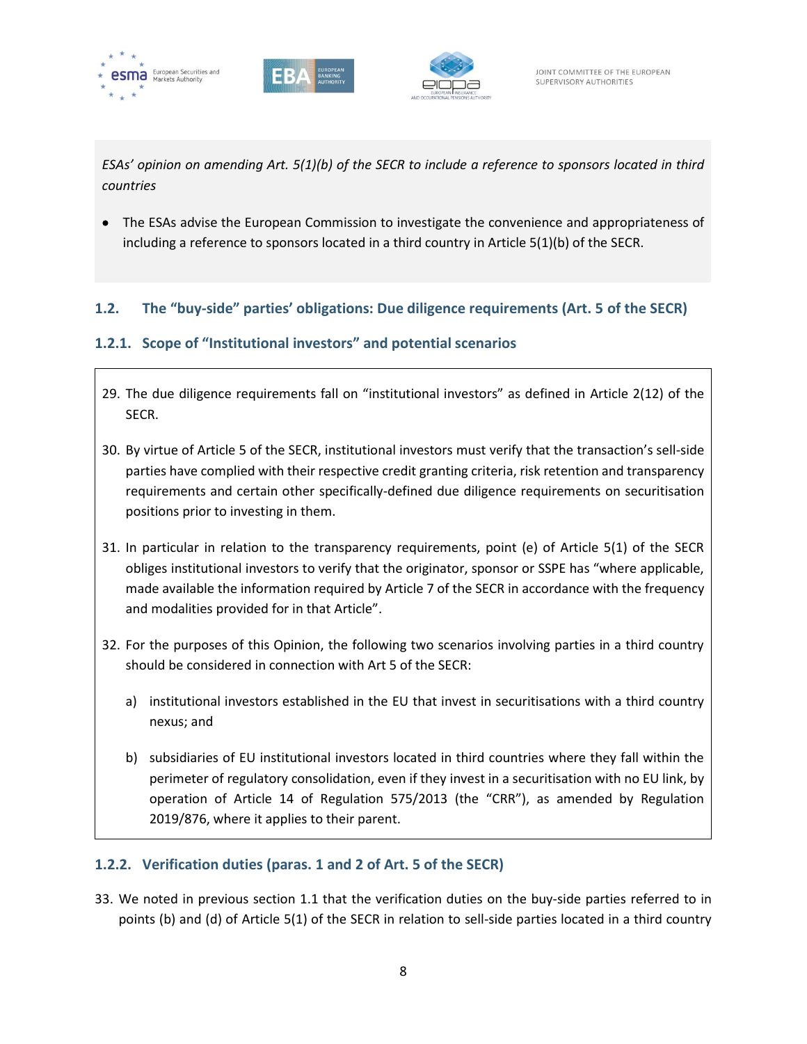*ESAs' opinion on amending Art. 5(1)(b) of the SECR to include a reference to sponsors located in third countries*

- The ESAs advise the European Commission to investigate the convenience and appropriateness of including a reference to sponsors located in a third country in Article 5(1)(b) of the SECR.

## 1.2. The "buy-side" parties' obligations: Due diligence requirements (Art. 5 of the SECR)

### 1.2.1. Scope of "Institutional investors" and potential scenarios

29. The due diligence requirements fall on "institutional investors" as defined in Article 2(12) of the SECR.

30. By virtue of Article 5 of the SECR, institutional investors must verify that the transaction's sell-side parties have complied with their respective credit granting criteria, risk retention and transparency requirements and certain other specifically-defined due diligence requirements on securitisation positions prior to investing in them.

31. In particular in relation to the transparency requirements, point (e) of Article 5(1) of the SECR obliges institutional investors to verify that the originator, sponsor or SSPE has "where applicable, made available the information required by Article 7 of the SECR in accordance with the frequency and modalities provided for in that Article".

32. For the purposes of this Opinion, the following two scenarios involving parties in a third country should be considered in connection with Art 5 of the SECR:

    a) institutional investors established in the EU that invest in securitisations with a third country nexus; and

    b) subsidiaries of EU institutional investors located in third countries where they fall within the perimeter of regulatory consolidation, even if they invest in a securitisation with no EU link, by operation of Article 14 of Regulation 575/2013 (the "CRR"), as amended by Regulation 2019/876, where it applies to their parent.

### 1.2.2. Verification duties (paras. 1 and 2 of Art. 5 of the SECR)

33. We noted in previous section 1.1 that the verification duties on the buy-side parties referred to in points (b) and (d) of Article 5(1) of the SECR in relation to sell-side parties located in a third country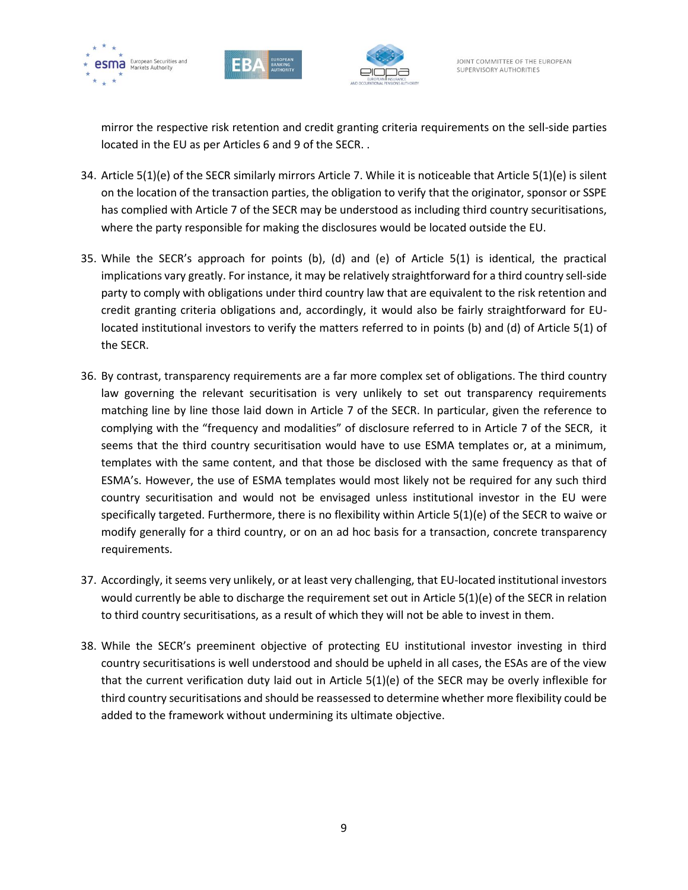mirror the respective risk retention and credit granting criteria requirements on the sell-side parties located in the EU as per Articles 6 and 9 of the SECR. .

34. Article 5(1)(e) of the SECR similarly mirrors Article 7. While it is noticeable that Article 5(1)(e) is silent on the location of the transaction parties, the obligation to verify that the originator, sponsor or SSPE has complied with Article 7 of the SECR may be understood as including third country securitisations, where the party responsible for making the disclosures would be located outside the EU.

35. While the SECR's approach for points (b), (d) and (e) of Article 5(1) is identical, the practical implications vary greatly. For instance, it may be relatively straightforward for a third country sell-side party to comply with obligations under third country law that are equivalent to the risk retention and credit granting criteria obligations and, accordingly, it would also be fairly straightforward for EU-located institutional investors to verify the matters referred to in points (b) and (d) of Article 5(1) of the SECR.

36. By contrast, transparency requirements are a far more complex set of obligations. The third country law governing the relevant securitisation is very unlikely to set out transparency requirements matching line by line those laid down in Article 7 of the SECR. In particular, given the reference to complying with the "frequency and modalities" of disclosure referred to in Article 7 of the SECR, it seems that the third country securitisation would have to use ESMA templates or, at a minimum, templates with the same content, and that those be disclosed with the same frequency as that of ESMA's. However, the use of ESMA templates would most likely not be required for any such third country securitisation and would not be envisaged unless institutional investor in the EU were specifically targeted. Furthermore, there is no flexibility within Article 5(1)(e) of the SECR to waive or modify generally for a third country, or on an ad hoc basis for a transaction, concrete transparency requirements.

37. Accordingly, it seems very unlikely, or at least very challenging, that EU-located institutional investors would currently be able to discharge the requirement set out in Article 5(1)(e) of the SECR in relation to third country securitisations, as a result of which they will not be able to invest in them.

38. While the SECR's preeminent objective of protecting EU institutional investor investing in third country securitisations is well understood and should be upheld in all cases, the ESAs are of the view that the current verification duty laid out in Article 5(1)(e) of the SECR may be overly inflexible for third country securitisations and should be reassessed to determine whether more flexibility could be added to the framework without undermining its ultimate objective.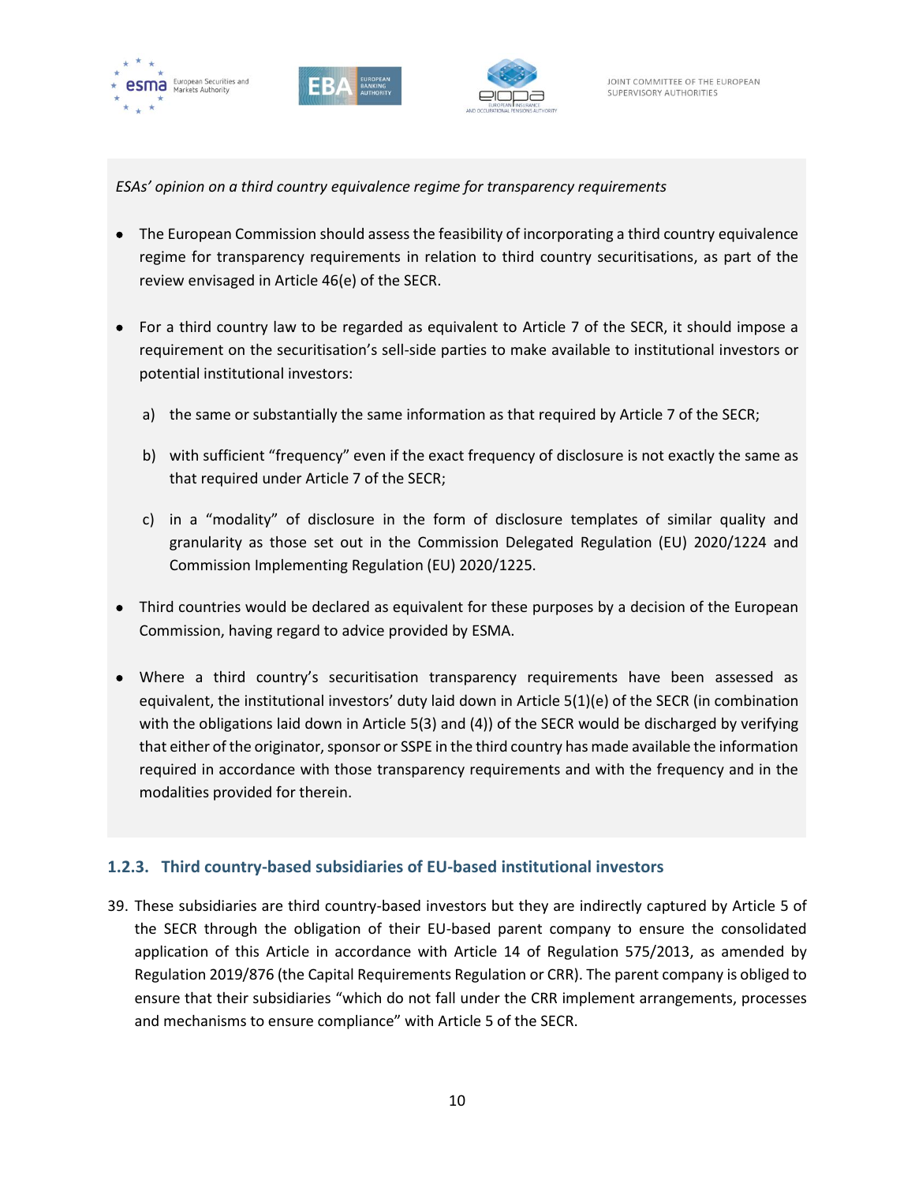*ESAs' opinion on a third country equivalence regime for transparency requirements*

- The European Commission should assess the feasibility of incorporating a third country equivalence regime for transparency requirements in relation to third country securitisations, as part of the review envisaged in Article 46(e) of the SECR.

- For a third country law to be regarded as equivalent to Article 7 of the SECR, it should impose a requirement on the securitisation's sell-side parties to make available to institutional investors or potential institutional investors:

  a) the same or substantially the same information as that required by Article 7 of the SECR;

  b) with sufficient "frequency" even if the exact frequency of disclosure is not exactly the same as that required under Article 7 of the SECR;

  c) in a "modality" of disclosure in the form of disclosure templates of similar quality and granularity as those set out in the Commission Delegated Regulation (EU) 2020/1224 and Commission Implementing Regulation (EU) 2020/1225.

- Third countries would be declared as equivalent for these purposes by a decision of the European Commission, having regard to advice provided by ESMA.

- Where a third country's securitisation transparency requirements have been assessed as equivalent, the institutional investors' duty laid down in Article 5(1)(e) of the SECR (in combination with the obligations laid down in Article 5(3) and (4)) of the SECR would be discharged by verifying that either of the originator, sponsor or SSPE in the third country has made available the information required in accordance with those transparency requirements and with the frequency and in the modalities provided for therein.

### 1.2.3. Third country-based subsidiaries of EU-based institutional investors

39. These subsidiaries are third country-based investors but they are indirectly captured by Article 5 of the SECR through the obligation of their EU-based parent company to ensure the consolidated application of this Article in accordance with Article 14 of Regulation 575/2013, as amended by Regulation 2019/876 (the Capital Requirements Regulation or CRR). The parent company is obliged to ensure that their subsidiaries "which do not fall under the CRR implement arrangements, processes and mechanisms to ensure compliance" with Article 5 of the SECR.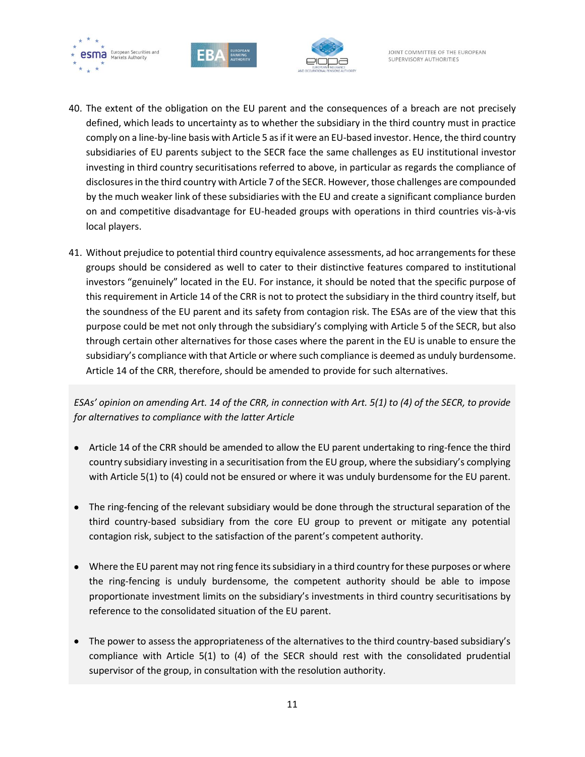40. The extent of the obligation on the EU parent and the consequences of a breach are not precisely defined, which leads to uncertainty as to whether the subsidiary in the third country must in practice comply on a line-by-line basis with Article 5 as if it were an EU-based investor. Hence, the third country subsidiaries of EU parents subject to the SECR face the same challenges as EU institutional investor investing in third country securitisations referred to above, in particular as regards the compliance of disclosures in the third country with Article 7 of the SECR. However, those challenges are compounded by the much weaker link of these subsidiaries with the EU and create a significant compliance burden on and competitive disadvantage for EU-headed groups with operations in third countries vis-à-vis local players.

41. Without prejudice to potential third country equivalence assessments, ad hoc arrangements for these groups should be considered as well to cater to their distinctive features compared to institutional investors "genuinely" located in the EU. For instance, it should be noted that the specific purpose of this requirement in Article 14 of the CRR is not to protect the subsidiary in the third country itself, but the soundness of the EU parent and its safety from contagion risk. The ESAs are of the view that this purpose could be met not only through the subsidiary's complying with Article 5 of the SECR, but also through certain other alternatives for those cases where the parent in the EU is unable to ensure the subsidiary's compliance with that Article or where such compliance is deemed as unduly burdensome. Article 14 of the CRR, therefore, should be amended to provide for such alternatives.

*ESAs' opinion on amending Art. 14 of the CRR, in connection with Art. 5(1) to (4) of the SECR, to provide for alternatives to compliance with the latter Article*

- Article 14 of the CRR should be amended to allow the EU parent undertaking to ring-fence the third country subsidiary investing in a securitisation from the EU group, where the subsidiary's complying with Article 5(1) to (4) could not be ensured or where it was unduly burdensome for the EU parent.
- The ring-fencing of the relevant subsidiary would be done through the structural separation of the third country-based subsidiary from the core EU group to prevent or mitigate any potential contagion risk, subject to the satisfaction of the parent's competent authority.
- Where the EU parent may not ring fence its subsidiary in a third country for these purposes or where the ring-fencing is unduly burdensome, the competent authority should be able to impose proportionate investment limits on the subsidiary's investments in third country securitisations by reference to the consolidated situation of the EU parent.
- The power to assess the appropriateness of the alternatives to the third country-based subsidiary's compliance with Article 5(1) to (4) of the SECR should rest with the consolidated prudential supervisor of the group, in consultation with the resolution authority.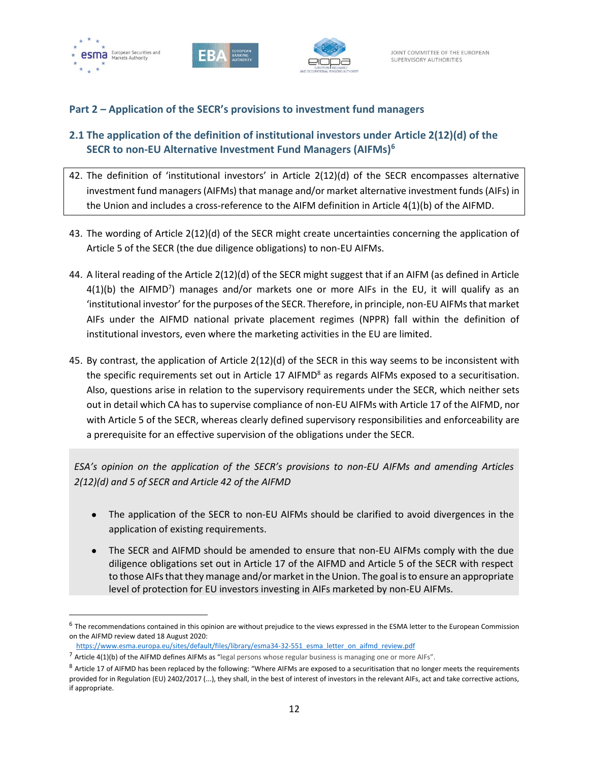## Part 2 – Application of the SECR's provisions to investment fund managers

### 2.1 The application of the definition of institutional investors under Article 2(12)(d) of the SECR to non-EU Alternative Investment Fund Managers (AIFMs)[6]

42. The definition of 'institutional investors' in Article 2(12)(d) of the SECR encompasses alternative investment fund managers (AIFMs) that manage and/or market alternative investment funds (AIFs) in the Union and includes a cross-reference to the AIFM definition in Article 4(1)(b) of the AIFMD.

43. The wording of Article 2(12)(d) of the SECR might create uncertainties concerning the application of Article 5 of the SECR (the due diligence obligations) to non-EU AIFMs.

44. A literal reading of the Article 2(12)(d) of the SECR might suggest that if an AIFM (as defined in Article 4(1)(b) the AIFMD[7]) manages and/or markets one or more AIFs in the EU, it will qualify as an 'institutional investor' for the purposes of the SECR. Therefore, in principle, non-EU AIFMs that market AIFs under the AIFMD national private placement regimes (NPPR) fall within the definition of institutional investors, even where the marketing activities in the EU are limited.

45. By contrast, the application of Article 2(12)(d) of the SECR in this way seems to be inconsistent with the specific requirements set out in Article 17 AIFMD[8] as regards AIFMs exposed to a securitisation. Also, questions arise in relation to the supervisory requirements under the SECR, which neither sets out in detail which CA has to supervise compliance of non-EU AIFMs with Article 17 of the AIFMD, nor with Article 5 of the SECR, whereas clearly defined supervisory responsibilities and enforceability are a prerequisite for an effective supervision of the obligations under the SECR.

*ESA's opinion on the application of the SECR's provisions to non-EU AIFMs and amending Articles 2(12)(d) and 5 of SECR and Article 42 of the AIFMD*

- The application of the SECR to non-EU AIFMs should be clarified to avoid divergences in the application of existing requirements.
- The SECR and AIFMD should be amended to ensure that non-EU AIFMs comply with the due diligence obligations set out in Article 17 of the AIFMD and Article 5 of the SECR with respect to those AIFs that they manage and/or market in the Union. The goal is to ensure an appropriate level of protection for EU investors investing in AIFs marketed by non-EU AIFMs.

---

[6] The recommendations contained in this opinion are without prejudice to the views expressed in the ESMA letter to the European Commission on the AIFMD review dated 18 August 2020: https://www.esma.europa.eu/sites/default/files/library/esma34-32-551_esma_letter_on_aifmd_review.pdf

[7] Article 4(1)(b) of the AIFMD defines AIFMs as "legal persons whose regular business is managing one or more AIFs".

[8] Article 17 of AIFMD has been replaced by the following: "Where AIFMs are exposed to a securitisation that no longer meets the requirements provided for in Regulation (EU) 2402/2017 (...), they shall, in the best of interest of investors in the relevant AIFs, act and take corrective actions, if appropriate.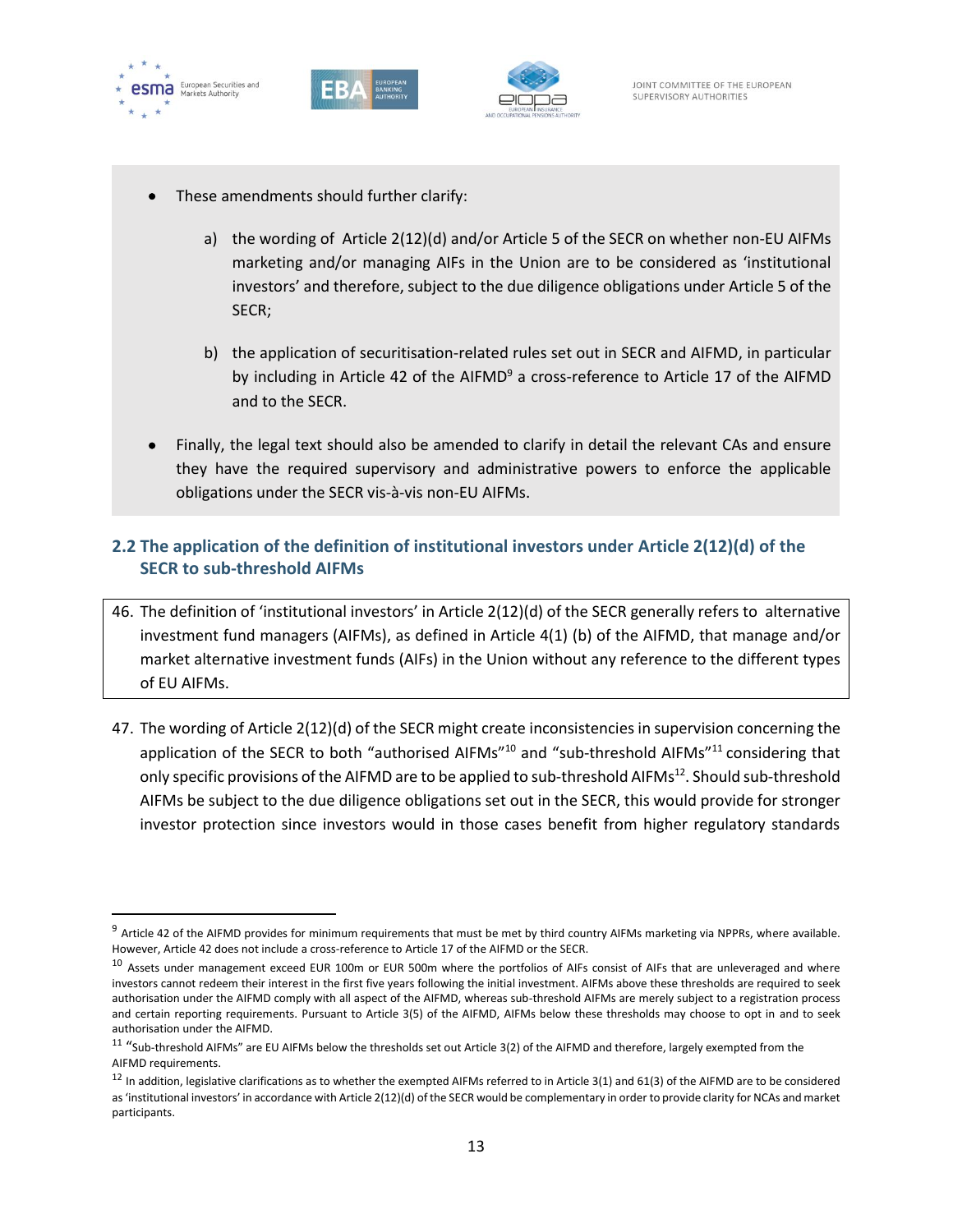- These amendments should further clarify:

  a) the wording of Article 2(12)(d) and/or Article 5 of the SECR on whether non-EU AIFMs marketing and/or managing AIFs in the Union are to be considered as 'institutional investors' and therefore, subject to the due diligence obligations under Article 5 of the SECR;

  b) the application of securitisation-related rules set out in SECR and AIFMD, in particular by including in Article 42 of the AIFMD[9] a cross-reference to Article 17 of the AIFMD and to the SECR.

- Finally, the legal text should also be amended to clarify in detail the relevant CAs and ensure they have the required supervisory and administrative powers to enforce the applicable obligations under the SECR vis-à-vis non-EU AIFMs.

## 2.2 The application of the definition of institutional investors under Article 2(12)(d) of the SECR to sub-threshold AIFMs

46. The definition of 'institutional investors' in Article 2(12)(d) of the SECR generally refers to alternative investment fund managers (AIFMs), as defined in Article 4(1) (b) of the AIFMD, that manage and/or market alternative investment funds (AIFs) in the Union without any reference to the different types of EU AIFMs.

47. The wording of Article 2(12)(d) of the SECR might create inconsistencies in supervision concerning the application of the SECR to both "authorised AIFMs"[10] and "sub-threshold AIFMs"[11] considering that only specific provisions of the AIFMD are to be applied to sub-threshold AIFMs[12]. Should sub-threshold AIFMs be subject to the due diligence obligations set out in the SECR, this would provide for stronger investor protection since investors would in those cases benefit from higher regulatory standards

---

[9] Article 42 of the AIFMD provides for minimum requirements that must be met by third country AIFMs marketing via NPPRs, where available. However, Article 42 does not include a cross-reference to Article 17 of the AIFMD or the SECR.

[10] Assets under management exceed EUR 100m or EUR 500m where the portfolios of AIFs consist of AIFs that are unleveraged and where investors cannot redeem their interest in the first five years following the initial investment. AIFMs above these thresholds are required to seek authorisation under the AIFMD comply with all aspect of the AIFMD, whereas sub-threshold AIFMs are merely subject to a registration process and certain reporting requirements. Pursuant to Article 3(5) of the AIFMD, AIFMs below these thresholds may choose to opt in and to seek authorisation under the AIFMD.

[11] "Sub-threshold AIFMs" are EU AIFMs below the thresholds set out Article 3(2) of the AIFMD and therefore, largely exempted from the AIFMD requirements.

[12] In addition, legislative clarifications as to whether the exempted AIFMs referred to in Article 3(1) and 61(3) of the AIFMD are to be considered as 'institutional investors' in accordance with Article 2(12)(d) of the SECR would be complementary in order to provide clarity for NCAs and market participants.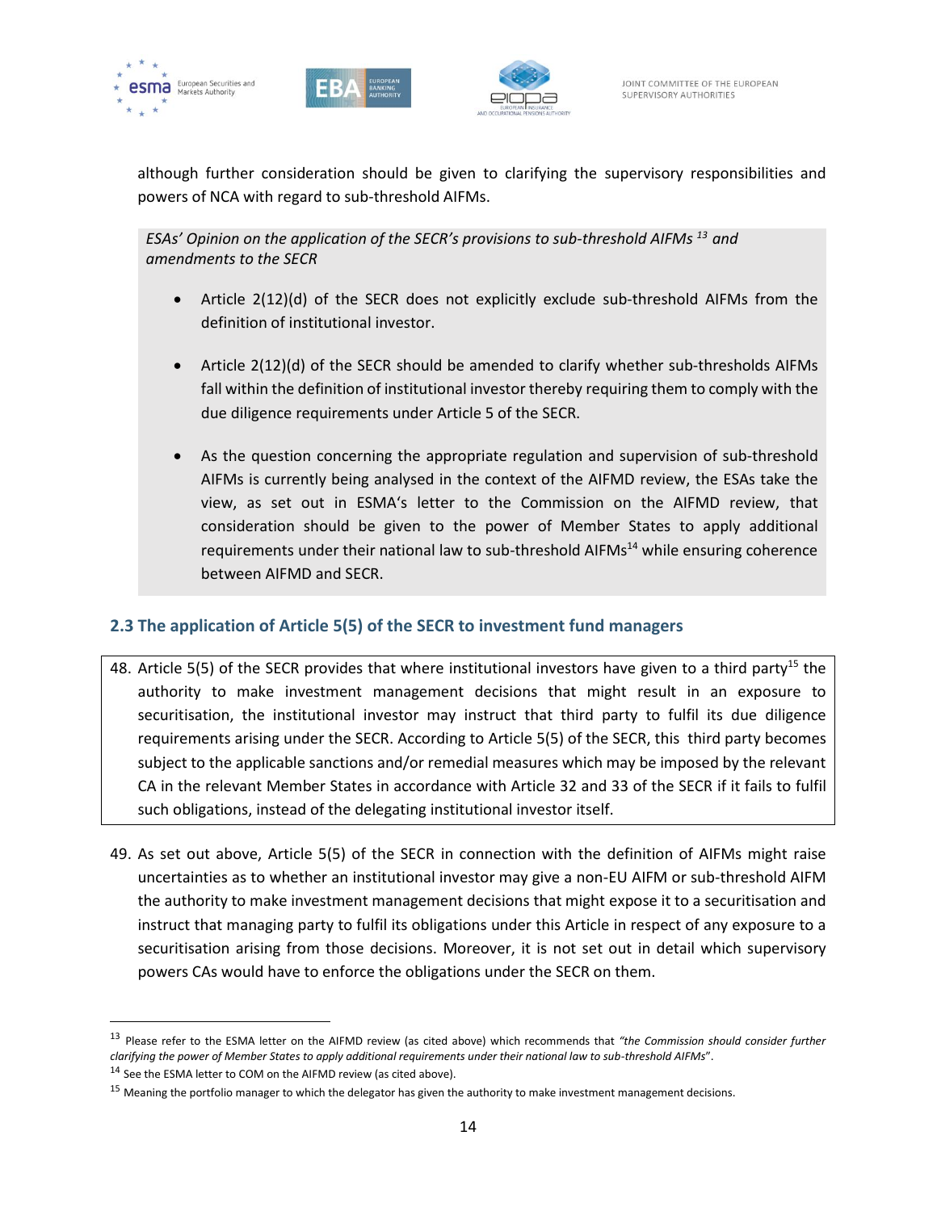although further consideration should be given to clarifying the supervisory responsibilities and powers of NCA with regard to sub-threshold AIFMs.

*ESAs' Opinion on the application of the SECR's provisions to sub-threshold AIFMs [13] and amendments to the SECR*

- Article 2(12)(d) of the SECR does not explicitly exclude sub-threshold AIFMs from the definition of institutional investor.
- Article 2(12)(d) of the SECR should be amended to clarify whether sub-thresholds AIFMs fall within the definition of institutional investor thereby requiring them to comply with the due diligence requirements under Article 5 of the SECR.
- As the question concerning the appropriate regulation and supervision of sub-threshold AIFMs is currently being analysed in the context of the AIFMD review, the ESAs take the view, as set out in ESMA's letter to the Commission on the AIFMD review, that consideration should be given to the power of Member States to apply additional requirements under their national law to sub-threshold AIFMs[14] while ensuring coherence between AIFMD and SECR.

### 2.3 The application of Article 5(5) of the SECR to investment fund managers

48. Article 5(5) of the SECR provides that where institutional investors have given to a third party[15] the authority to make investment management decisions that might result in an exposure to securitisation, the institutional investor may instruct that third party to fulfil its due diligence requirements arising under the SECR. According to Article 5(5) of the SECR, this third party becomes subject to the applicable sanctions and/or remedial measures which may be imposed by the relevant CA in the relevant Member States in accordance with Article 32 and 33 of the SECR if it fails to fulfil such obligations, instead of the delegating institutional investor itself.

49. As set out above, Article 5(5) of the SECR in connection with the definition of AIFMs might raise uncertainties as to whether an institutional investor may give a non-EU AIFM or sub-threshold AIFM the authority to make investment management decisions that might expose it to a securitisation and instruct that managing party to fulfil its obligations under this Article in respect of any exposure to a securitisation arising from those decisions. Moreover, it is not set out in detail which supervisory powers CAs would have to enforce the obligations under the SECR on them.

---

[13] Please refer to the ESMA letter on the AIFMD review (as cited above) which recommends that *"the Commission should consider further clarifying the power of Member States to apply additional requirements under their national law to sub-threshold AIFMs"*.

[14] See the ESMA letter to COM on the AIFMD review (as cited above).

[15] Meaning the portfolio manager to which the delegator has given the authority to make investment management decisions.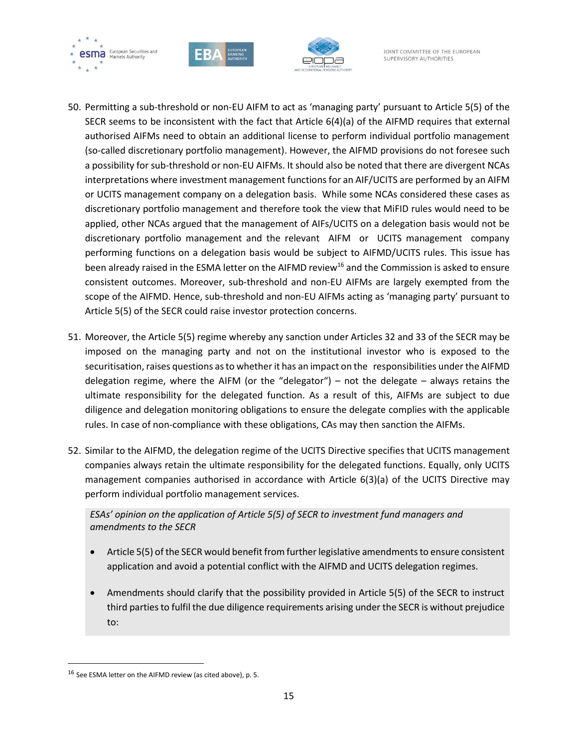50. Permitting a sub-threshold or non-EU AIFM to act as 'managing party' pursuant to Article 5(5) of the SECR seems to be inconsistent with the fact that Article 6(4)(a) of the AIFMD requires that external authorised AIFMs need to obtain an additional license to perform individual portfolio management (so-called discretionary portfolio management). However, the AIFMD provisions do not foresee such a possibility for sub-threshold or non-EU AIFMs. It should also be noted that there are divergent NCAs interpretations where investment management functions for an AIF/UCITS are performed by an AIFM or UCITS management company on a delegation basis. While some NCAs considered these cases as discretionary portfolio management and therefore took the view that MiFID rules would need to be applied, other NCAs argued that the management of AIFs/UCITS on a delegation basis would not be discretionary portfolio management and the relevant AIFM or UCITS management company performing functions on a delegation basis would be subject to AIFMD/UCITS rules. This issue has been already raised in the ESMA letter on the AIFMD review[16] and the Commission is asked to ensure consistent outcomes. Moreover, sub-threshold and non-EU AIFMs are largely exempted from the scope of the AIFMD. Hence, sub-threshold and non-EU AIFMs acting as 'managing party' pursuant to Article 5(5) of the SECR could raise investor protection concerns.

51. Moreover, the Article 5(5) regime whereby any sanction under Articles 32 and 33 of the SECR may be imposed on the managing party and not on the institutional investor who is exposed to the securitisation, raises questions as to whether it has an impact on the responsibilities under the AIFMD delegation regime, where the AIFM (or the "delegator") – not the delegate – always retains the ultimate responsibility for the delegated function. As a result of this, AIFMs are subject to due diligence and delegation monitoring obligations to ensure the delegate complies with the applicable rules. In case of non-compliance with these obligations, CAs may then sanction the AIFMs.

52. Similar to the AIFMD, the delegation regime of the UCITS Directive specifies that UCITS management companies always retain the ultimate responsibility for the delegated functions. Equally, only UCITS management companies authorised in accordance with Article 6(3)(a) of the UCITS Directive may perform individual portfolio management services.

*ESAs' opinion on the application of Article 5(5) of SECR to investment fund managers and amendments to the SECR*

- Article 5(5) of the SECR would benefit from further legislative amendments to ensure consistent application and avoid a potential conflict with the AIFMD and UCITS delegation regimes.
- Amendments should clarify that the possibility provided in Article 5(5) of the SECR to instruct third parties to fulfil the due diligence requirements arising under the SECR is without prejudice to:

[16] See ESMA letter on the AIFMD review (as cited above), p. 5.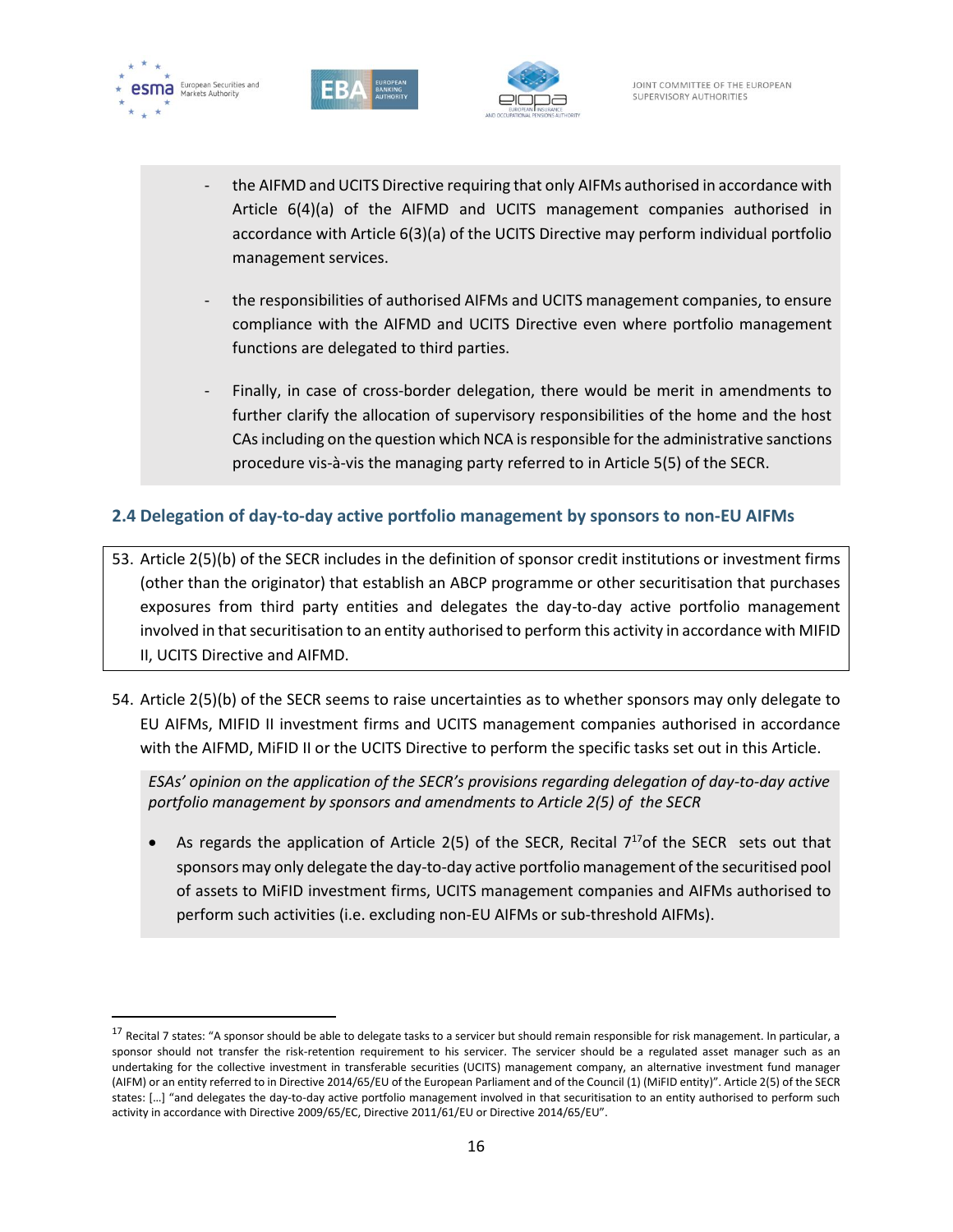- the AIFMD and UCITS Directive requiring that only AIFMs authorised in accordance with Article 6(4)(a) of the AIFMD and UCITS management companies authorised in accordance with Article 6(3)(a) of the UCITS Directive may perform individual portfolio management services.

- the responsibilities of authorised AIFMs and UCITS management companies, to ensure compliance with the AIFMD and UCITS Directive even where portfolio management functions are delegated to third parties.

- Finally, in case of cross-border delegation, there would be merit in amendments to further clarify the allocation of supervisory responsibilities of the home and the host CAs including on the question which NCA is responsible for the administrative sanctions procedure vis-à-vis the managing party referred to in Article 5(5) of the SECR.

## 2.4 Delegation of day-to-day active portfolio management by sponsors to non-EU AIFMs

53. Article 2(5)(b) of the SECR includes in the definition of sponsor credit institutions or investment firms (other than the originator) that establish an ABCP programme or other securitisation that purchases exposures from third party entities and delegates the day-to-day active portfolio management involved in that securitisation to an entity authorised to perform this activity in accordance with MIFID II, UCITS Directive and AIFMD.

54. Article 2(5)(b) of the SECR seems to raise uncertainties as to whether sponsors may only delegate to EU AIFMs, MIFID II investment firms and UCITS management companies authorised in accordance with the AIFMD, MiFID II or the UCITS Directive to perform the specific tasks set out in this Article.

*ESAs' opinion on the application of the SECR's provisions regarding delegation of day-to-day active portfolio management by sponsors and amendments to Article 2(5) of the SECR*

- As regards the application of Article 2(5) of the SECR, Recital 7[17] of the SECR sets out that sponsors may only delegate the day-to-day active portfolio management of the securitised pool of assets to MiFID investment firms, UCITS management companies and AIFMs authorised to perform such activities (i.e. excluding non-EU AIFMs or sub-threshold AIFMs).

---

[17] Recital 7 states: "A sponsor should be able to delegate tasks to a servicer but should remain responsible for risk management. In particular, a sponsor should not transfer the risk-retention requirement to his servicer. The servicer should be a regulated asset manager such as an undertaking for the collective investment in transferable securities (UCITS) management company, an alternative investment fund manager (AIFM) or an entity referred to in Directive 2014/65/EU of the European Parliament and of the Council (1) (MiFID entity)". Article 2(5) of the SECR states: […] "and delegates the day-to-day active portfolio management involved in that securitisation to an entity authorised to perform such activity in accordance with Directive 2009/65/EC, Directive 2011/61/EU or Directive 2014/65/EU".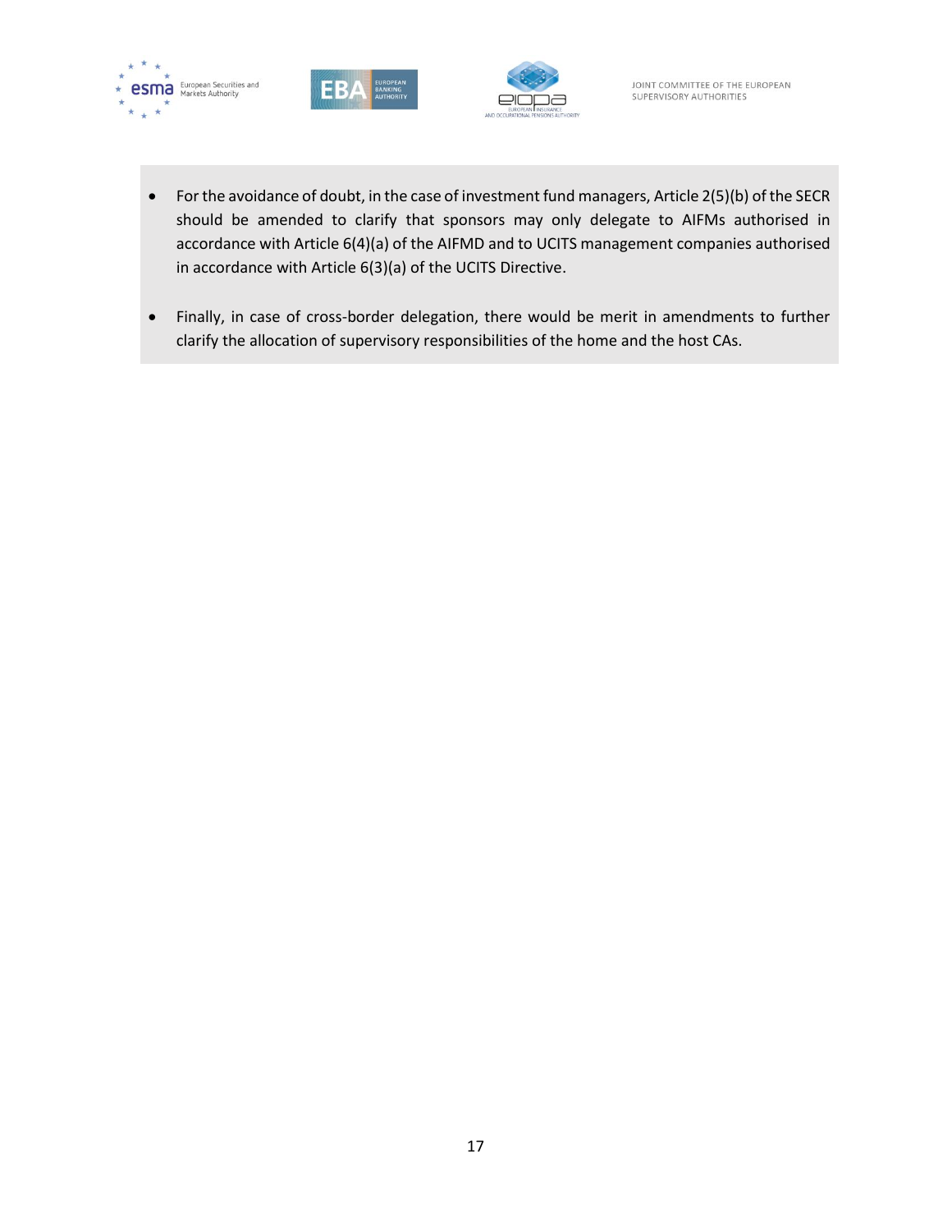- For the avoidance of doubt, in the case of investment fund managers, Article 2(5)(b) of the SECR should be amended to clarify that sponsors may only delegate to AIFMs authorised in accordance with Article 6(4)(a) of the AIFMD and to UCITS management companies authorised in accordance with Article 6(3)(a) of the UCITS Directive.

- Finally, in case of cross-border delegation, there would be merit in amendments to further clarify the allocation of supervisory responsibilities of the home and the host CAs.